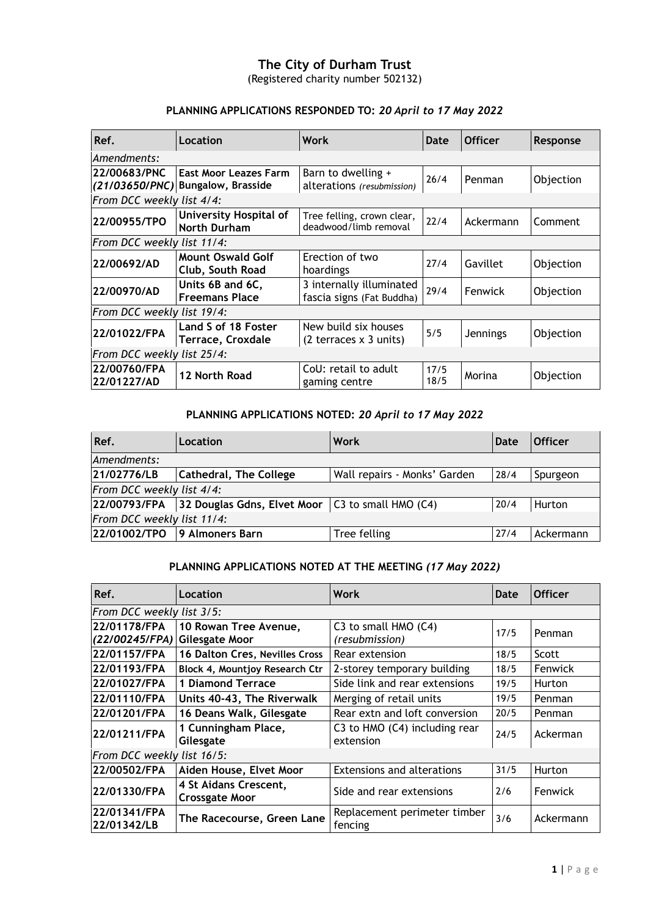# The City of Durham Trust

(Registered charity number 502132)

## PLANNING APPLICATIONS RESPONDED TO: *20 April to 17 May 2022*

| Ref. | Location | Work | Date | Officer | Response |
|---|---|---|---|---|---|
| *Amendments:* | | | | | |
| **22/00683/PNC** ***(21/03650/PNC)*** | **East Moor Leazes Farm Bungalow, Brasside** | Barn to dwelling + alterations *(resubmission)* | 26/4 | Penman | Objection |
| *From DCC weekly list 4/4:* | | | | | |
| **22/00955/TPO** | **University Hospital of North Durham** | Tree felling, crown clear, deadwood/limb removal | 22/4 | Ackermann | Comment |
| *From DCC weekly list 11/4:* | | | | | |
| **22/00692/AD** | **Mount Oswald Golf Club, South Road** | Erection of two hoardings | 27/4 | Gavillet | Objection |
| **22/00970/AD** | **Units 6B and 6C, Freemans Place** | 3 internally illuminated fascia signs (Fat Buddha) | 29/4 | Fenwick | Objection |
| *From DCC weekly list 19/4:* | | | | | |
| **22/01022/FPA** | **Land S of 18 Foster Terrace, Croxdale** | New build six houses (2 terraces x 3 units) | 5/5 | Jennings | Objection |
| *From DCC weekly list 25/4:* | | | | | |
| **22/00760/FPA 22/01227/AD** | **12 North Road** | CoU: retail to adult gaming centre | 17/5 18/5 | Morina | Objection |

## PLANNING APPLICATIONS NOTED: *20 April to 17 May 2022*

| Ref. | Location | Work | Date | Officer |
|---|---|---|---|---|
| *Amendments:* | | | | |
| **21/02776/LB** | **Cathedral, The College** | Wall repairs - Monks' Garden | 28/4 | Spurgeon |
| *From DCC weekly list 4/4:* | | | | |
| **22/00793/FPA** | **32 Douglas Gdns, Elvet Moor** | C3 to small HMO (C4) | 20/4 | Hurton |
| *From DCC weekly list 11/4:* | | | | |
| **22/01002/TPO** | **9 Almoners Barn** | Tree felling | 27/4 | Ackermann |

## PLANNING APPLICATIONS NOTED AT THE MEETING *(17 May 2022)*

| Ref. | Location | Work | Date | Officer |
|---|---|---|---|---|
| *From DCC weekly list 3/5:* | | | | |
| **22/01178/FPA** ***(22/00245/FPA)*** | **10 Rowan Tree Avenue, Gilesgate Moor** | C3 to small HMO (C4) *(resubmission)* | 17/5 | Penman |
| **22/01157/FPA** | **16 Dalton Cres, Nevilles Cross** | Rear extension | 18/5 | Scott |
| **22/01193/FPA** | **Block 4, Mountjoy Research Ctr** | 2-storey temporary building | 18/5 | Fenwick |
| **22/01027/FPA** | **1 Diamond Terrace** | Side link and rear extensions | 19/5 | Hurton |
| **22/01110/FPA** | **Units 40-43, The Riverwalk** | Merging of retail units | 19/5 | Penman |
| **22/01201/FPA** | **16 Deans Walk, Gilesgate** | Rear extn and loft conversion | 20/5 | Penman |
| **22/01211/FPA** | **1 Cunningham Place, Gilesgate** | C3 to HMO (C4) including rear extension | 24/5 | Ackerman |
| *From DCC weekly list 16/5:* | | | | |
| **22/00502/FPA** | **Aiden House, Elvet Moor** | Extensions and alterations | 31/5 | Hurton |
| **22/01330/FPA** | **4 St Aidans Crescent, Crossgate Moor** | Side and rear extensions | 2/6 | Fenwick |
| **22/01341/FPA 22/01342/LB** | **The Racecourse, Green Lane** | Replacement perimeter timber fencing | 3/6 | Ackermann |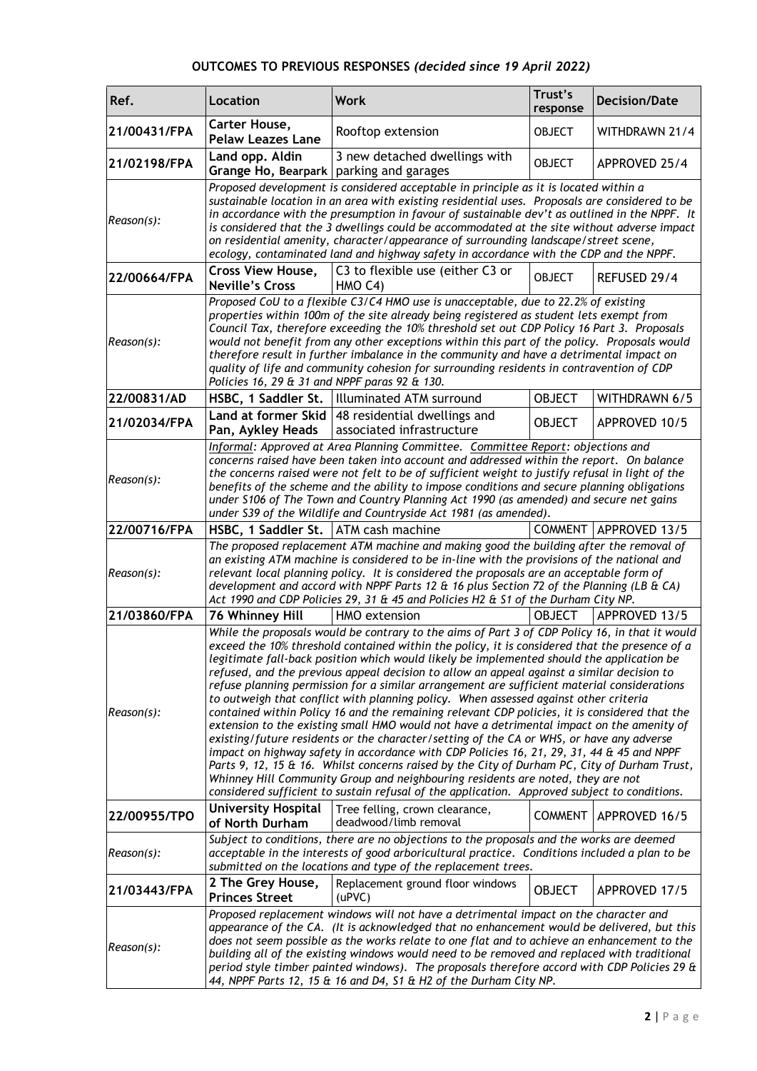## OUTCOMES TO PREVIOUS RESPONSES *(decided since 19 April 2022)*

| Ref. | Location | Work | Trust's response | Decision/Date |
|---|---|---|---|---|
| **21/00431/FPA** | **Carter House, Pelaw Leazes Lane** | Rooftop extension | OBJECT | WITHDRAWN 21/4 |
| **21/02198/FPA** | **Land opp. Aldin Grange Ho, Bearpark** | 3 new detached dwellings with parking and garages | OBJECT | APPROVED 25/4 |
| *Reason(s):* | *Proposed development is considered acceptable in principle as it is located within a sustainable location in an area with existing residential uses. Proposals are considered to be in accordance with the presumption in favour of sustainable dev't as outlined in the NPPF. It is considered that the 3 dwellings could be accommodated at the site without adverse impact on residential amenity, character/appearance of surrounding landscape/street scene, ecology, contaminated land and highway safety in accordance with the CDP and the NPPF.* | | | |
| **22/00664/FPA** | **Cross View House, Neville's Cross** | C3 to flexible use (either C3 or HMO C4) | OBJECT | REFUSED 29/4 |
| *Reason(s):* | *Proposed CoU to a flexible C3/C4 HMO use is unacceptable, due to 22.2% of existing properties within 100m of the site already being registered as student lets exempt from Council Tax, therefore exceeding the 10% threshold set out CDP Policy 16 Part 3. Proposals would not benefit from any other exceptions within this part of the policy. Proposals would therefore result in further imbalance in the community and have a detrimental impact on quality of life and community cohesion for surrounding residents in contravention of CDP Policies 16, 29 & 31 and NPPF paras 92 & 130.* | | | |
| **22/00831/AD** | **HSBC, 1 Saddler St.** | Illuminated ATM surround | OBJECT | WITHDRAWN 6/5 |
| **21/02034/FPA** | **Land at former Skid Pan, Aykley Heads** | 48 residential dwellings and associated infrastructure | OBJECT | APPROVED 10/5 |
| *Reason(s):* | *Informal: Approved at Area Planning Committee. Committee Report: objections and concerns raised have been taken into account and addressed within the report. On balance the concerns raised were not felt to be of sufficient weight to justify refusal in light of the benefits of the scheme and the ability to impose conditions and secure planning obligations under S106 of The Town and Country Planning Act 1990 (as amended) and secure net gains under S39 of the Wildlife and Countryside Act 1981 (as amended).* | | | |
| **22/00716/FPA** | **HSBC, 1 Saddler St.** | ATM cash machine | COMMENT | APPROVED 13/5 |
| *Reason(s):* | *The proposed replacement ATM machine and making good the building after the removal of an existing ATM machine is considered to be in-line with the provisions of the national and relevant local planning policy. It is considered the proposals are an acceptable form of development and accord with NPPF Parts 12 & 16 plus Section 72 of the Planning (LB & CA) Act 1990 and CDP Policies 29, 31 & 45 and Policies H2 & S1 of the Durham City NP.* | | | |
| **21/03860/FPA** | **76 Whinney Hill** | HMO extension | OBJECT | APPROVED 13/5 |
| *Reason(s):* | *While the proposals would be contrary to the aims of Part 3 of CDP Policy 16, in that it would exceed the 10% threshold contained within the policy, it is considered that the presence of a legitimate fall-back position which would likely be implemented should the application be refused, and the previous appeal decision to allow an appeal against a similar decision to refuse planning permission for a similar arrangement are sufficient material considerations to outweigh that conflict with planning policy. When assessed against other criteria contained within Policy 16 and the remaining relevant CDP policies, it is considered that the extension to the existing small HMO would not have a detrimental impact on the amenity of existing/future residents or the character/setting of the CA or WHS, or have any adverse impact on highway safety in accordance with CDP Policies 16, 21, 29, 31, 44 & 45 and NPPF Parts 9, 12, 15 & 16. Whilst concerns raised by the City of Durham PC, City of Durham Trust, Whinney Hill Community Group and neighbouring residents are noted, they are not considered sufficient to sustain refusal of the application. Approved subject to conditions.* | | | |
| **22/00955/TPO** | **University Hospital of North Durham** | Tree felling, crown clearance, deadwood/limb removal | COMMENT | APPROVED 16/5 |
| *Reason(s):* | *Subject to conditions, there are no objections to the proposals and the works are deemed acceptable in the interests of good arboricultural practice. Conditions included a plan to be submitted on the locations and type of the replacement trees.* | | | |
| **21/03443/FPA** | **2 The Grey House, Princes Street** | Replacement ground floor windows (uPVC) | OBJECT | APPROVED 17/5 |
| *Reason(s):* | *Proposed replacement windows will not have a detrimental impact on the character and appearance of the CA. (It is acknowledged that no enhancement would be delivered, but this does not seem possible as the works relate to one flat and to achieve an enhancement to the building all of the existing windows would need to be removed and replaced with traditional period style timber painted windows). The proposals therefore accord with CDP Policies 29 & 44, NPPF Parts 12, 15 & 16 and D4, S1 & H2 of the Durham City NP.* | | | |